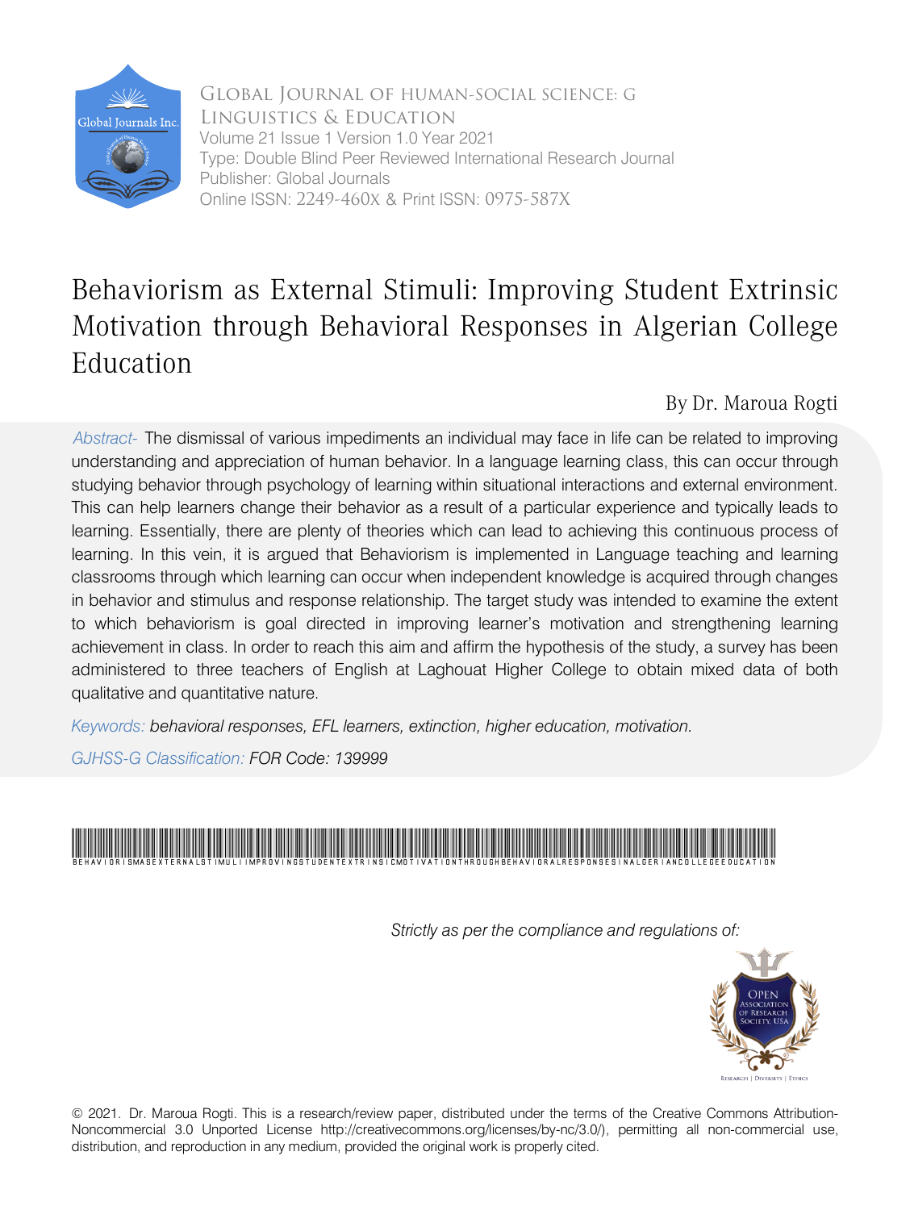Global Journal of human-social science: G
Linguistics & Education

Volume 21 Issue 1 Version 1.0 Year 2021

Type: Double Blind Peer Reviewed International Research Journal

Publisher: Global Journals

Online ISSN: 2249-460x & Print ISSN: 0975-587X

# Behaviorism as External Stimuli: Improving Student Extrinsic Motivation through Behavioral Responses in Algerian College Education

By Dr. Maroua Rogti

*Abstract-* The dismissal of various impediments an individual may face in life can be related to improving understanding and appreciation of human behavior. In a language learning class, this can occur through studying behavior through psychology of learning within situational interactions and external environment. This can help learners change their behavior as a result of a particular experience and typically leads to learning. Essentially, there are plenty of theories which can lead to achieving this continuous process of learning. In this vein, it is argued that Behaviorism is implemented in Language teaching and learning classrooms through which learning can occur when independent knowledge is acquired through changes in behavior and stimulus and response relationship. The target study was intended to examine the extent to which behaviorism is goal directed in improving learner's motivation and strengthening learning achievement in class. In order to reach this aim and affirm the hypothesis of the study, a survey has been administered to three teachers of English at Laghouat Higher College to obtain mixed data of both qualitative and quantitative nature.

*Keywords: behavioral responses, EFL learners, extinction, higher education, motivation.*

*GJHSS-G Classification: FOR Code: 139999*

*Strictly as per the compliance and regulations of:*

© 2021. Dr. Maroua Rogti. This is a research/review paper, distributed under the terms of the Creative Commons Attribution-Noncommercial 3.0 Unported License http://creativecommons.org/licenses/by-nc/3.0/), permitting all non-commercial use, distribution, and reproduction in any medium, provided the original work is properly cited.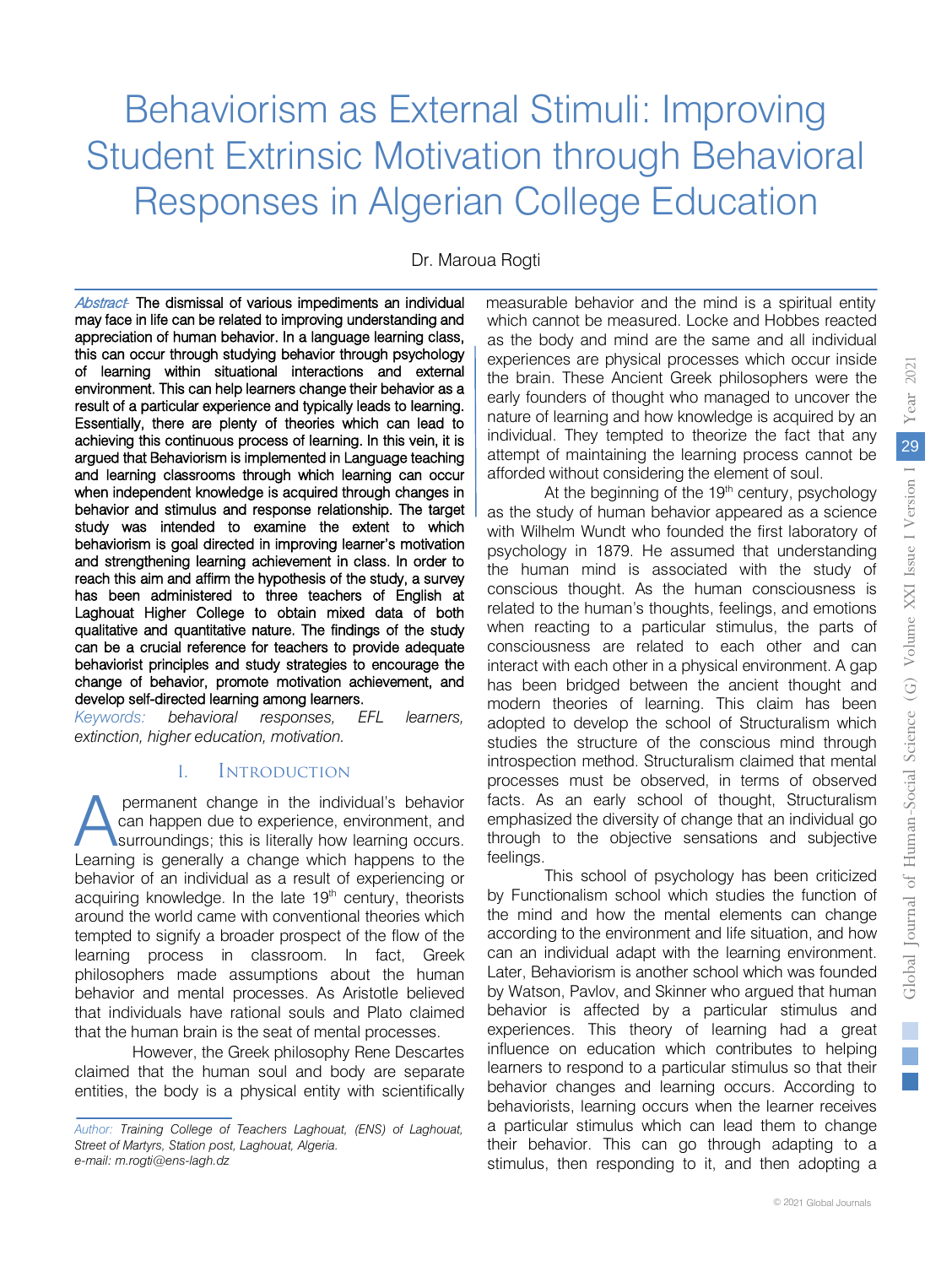# Behaviorism as External Stimuli: Improving Student Extrinsic Motivation through Behavioral Responses in Algerian College Education

Dr. Maroua Rogti

*Abstract-* **The dismissal of various impediments an individual may face in life can be related to improving understanding and appreciation of human behavior. In a language learning class, this can occur through studying behavior through psychology of learning within situational interactions and external environment. This can help learners change their behavior as a result of a particular experience and typically leads to learning. Essentially, there are plenty of theories which can lead to achieving this continuous process of learning. In this vein, it is argued that Behaviorism is implemented in Language teaching and learning classrooms through which learning can occur when independent knowledge is acquired through changes in behavior and stimulus and response relationship. The target study was intended to examine the extent to which behaviorism is goal directed in improving learner's motivation and strengthening learning achievement in class. In order to reach this aim and affirm the hypothesis of the study, a survey has been administered to three teachers of English at Laghouat Higher College to obtain mixed data of both qualitative and quantitative nature. The findings of the study can be a crucial reference for teachers to provide adequate behaviorist principles and study strategies to encourage the change of behavior, promote motivation achievement, and develop self-directed learning among learners.**

*Keywords: behavioral responses, EFL learners, extinction, higher education, motivation.*

## I. Introduction

A permanent change in the individual's behavior can happen due to experience, environment, and surroundings; this is literally how learning occurs. Learning is generally a change which happens to the behavior of an individual as a result of experiencing or acquiring knowledge. In the late 19th century, theorists around the world came with conventional theories which tempted to signify a broader prospect of the flow of the learning process in classroom. In fact, Greek philosophers made assumptions about the human behavior and mental processes. As Aristotle believed that individuals have rational souls and Plato claimed that the human brain is the seat of mental processes.

However, the Greek philosophy Rene Descartes claimed that the human soul and body are separate entities, the body is a physical entity with scientifically measurable behavior and the mind is a spiritual entity which cannot be measured. Locke and Hobbes reacted as the body and mind are the same and all individual experiences are physical processes which occur inside the brain. These Ancient Greek philosophers were the early founders of thought who managed to uncover the nature of learning and how knowledge is acquired by an individual. They tempted to theorize the fact that any attempt of maintaining the learning process cannot be afforded without considering the element of soul.

At the beginning of the 19th century, psychology as the study of human behavior appeared as a science with Wilhelm Wundt who founded the first laboratory of psychology in 1879. He assumed that understanding the human mind is associated with the study of conscious thought. As the human consciousness is related to the human's thoughts, feelings, and emotions when reacting to a particular stimulus, the parts of consciousness are related to each other and can interact with each other in a physical environment. A gap has been bridged between the ancient thought and modern theories of learning. This claim has been adopted to develop the school of Structuralism which studies the structure of the conscious mind through introspection method. Structuralism claimed that mental processes must be observed, in terms of observed facts. As an early school of thought, Structuralism emphasized the diversity of change that an individual go through to the objective sensations and subjective feelings.

This school of psychology has been criticized by Functionalism school which studies the function of the mind and how the mental elements can change according to the environment and life situation, and how can an individual adapt with the learning environment. Later, Behaviorism is another school which was founded by Watson, Pavlov, and Skinner who argued that human behavior is affected by a particular stimulus and experiences. This theory of learning had a great influence on education which contributes to helping learners to respond to a particular stimulus so that their behavior changes and learning occurs. According to behaviorists, learning occurs when the learner receives a particular stimulus which can lead them to change their behavior. This can go through adapting to a stimulus, then responding to it, and then adopting a

*Author: Training College of Teachers Laghouat, (ENS) of Laghouat, Street of Martyrs, Station post, Laghouat, Algeria.*
*e-mail: m.rogti@ens-lagh.dz*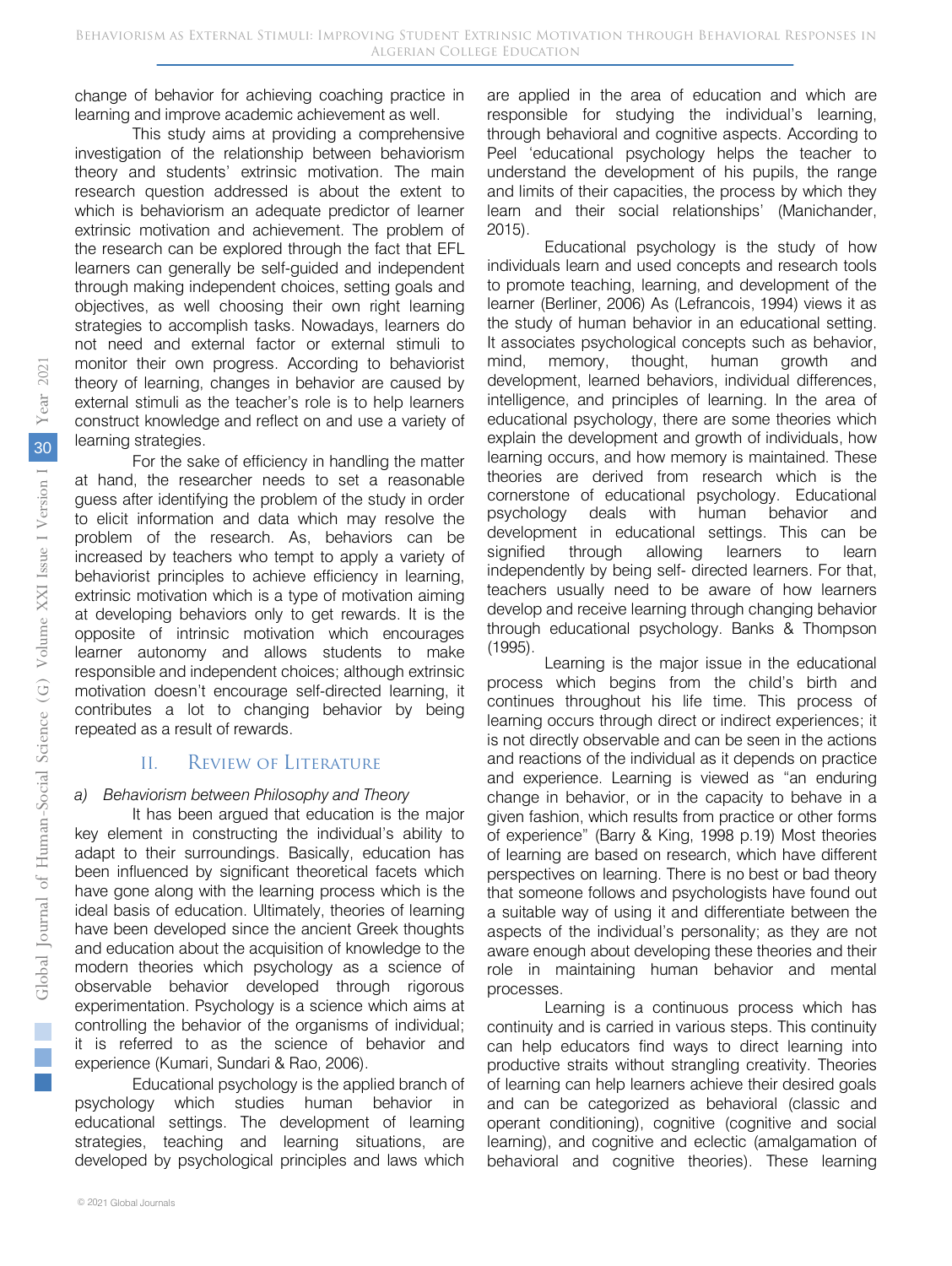change of behavior for achieving coaching practice in learning and improve academic achievement as well.

This study aims at providing a comprehensive investigation of the relationship between behaviorism theory and students' extrinsic motivation. The main research question addressed is about the extent to which is behaviorism an adequate predictor of learner extrinsic motivation and achievement. The problem of the research can be explored through the fact that EFL learners can generally be self-guided and independent through making independent choices, setting goals and objectives, as well choosing their own right learning strategies to accomplish tasks. Nowadays, learners do not need and external factor or external stimuli to monitor their own progress. According to behaviorist theory of learning, changes in behavior are caused by external stimuli as the teacher's role is to help learners construct knowledge and reflect on and use a variety of learning strategies.

For the sake of efficiency in handling the matter at hand, the researcher needs to set a reasonable guess after identifying the problem of the study in order to elicit information and data which may resolve the problem of the research. As, behaviors can be increased by teachers who tempt to apply a variety of behaviorist principles to achieve efficiency in learning, extrinsic motivation which is a type of motivation aiming at developing behaviors only to get rewards. It is the opposite of intrinsic motivation which encourages learner autonomy and allows students to make responsible and independent choices; although extrinsic motivation doesn't encourage self-directed learning, it contributes a lot to changing behavior by being repeated as a result of rewards.

## II. Review of Literature

### *a) Behaviorism between Philosophy and Theory*

It has been argued that education is the major key element in constructing the individual's ability to adapt to their surroundings. Basically, education has been influenced by significant theoretical facets which have gone along with the learning process which is the ideal basis of education. Ultimately, theories of learning have been developed since the ancient Greek thoughts and education about the acquisition of knowledge to the modern theories which psychology as a science of observable behavior developed through rigorous experimentation. Psychology is a science which aims at controlling the behavior of the organisms of individual; it is referred to as the science of behavior and experience (Kumari, Sundari & Rao, 2006).

Educational psychology is the applied branch of psychology which studies human behavior in educational settings. The development of learning strategies, teaching and learning situations, are developed by psychological principles and laws which are applied in the area of education and which are responsible for studying the individual's learning, through behavioral and cognitive aspects. According to Peel 'educational psychology helps the teacher to understand the development of his pupils, the range and limits of their capacities, the process by which they learn and their social relationships' (Manichander, 2015).

Educational psychology is the study of how individuals learn and used concepts and research tools to promote teaching, learning, and development of the learner (Berliner, 2006) As (Lefrancois, 1994) views it as the study of human behavior in an educational setting. It associates psychological concepts such as behavior, mind, memory, thought, human growth and development, learned behaviors, individual differences, intelligence, and principles of learning. In the area of educational psychology, there are some theories which explain the development and growth of individuals, how learning occurs, and how memory is maintained. These theories are derived from research which is the cornerstone of educational psychology. Educational psychology deals with human behavior and development in educational settings. This can be signified through allowing learners to learn independently by being self- directed learners. For that, teachers usually need to be aware of how learners develop and receive learning through changing behavior through educational psychology. Banks & Thompson (1995).

Learning is the major issue in the educational process which begins from the child's birth and continues throughout his life time. This process of learning occurs through direct or indirect experiences; it is not directly observable and can be seen in the actions and reactions of the individual as it depends on practice and experience. Learning is viewed as "an enduring change in behavior, or in the capacity to behave in a given fashion, which results from practice or other forms of experience" (Barry & King, 1998 p.19) Most theories of learning are based on research, which have different perspectives on learning. There is no best or bad theory that someone follows and psychologists have found out a suitable way of using it and differentiate between the aspects of the individual's personality; as they are not aware enough about developing these theories and their role in maintaining human behavior and mental processes.

Learning is a continuous process which has continuity and is carried in various steps. This continuity can help educators find ways to direct learning into productive straits without strangling creativity. Theories of learning can help learners achieve their desired goals and can be categorized as behavioral (classic and operant conditioning), cognitive (cognitive and social learning), and cognitive and eclectic (amalgamation of behavioral and cognitive theories). These learning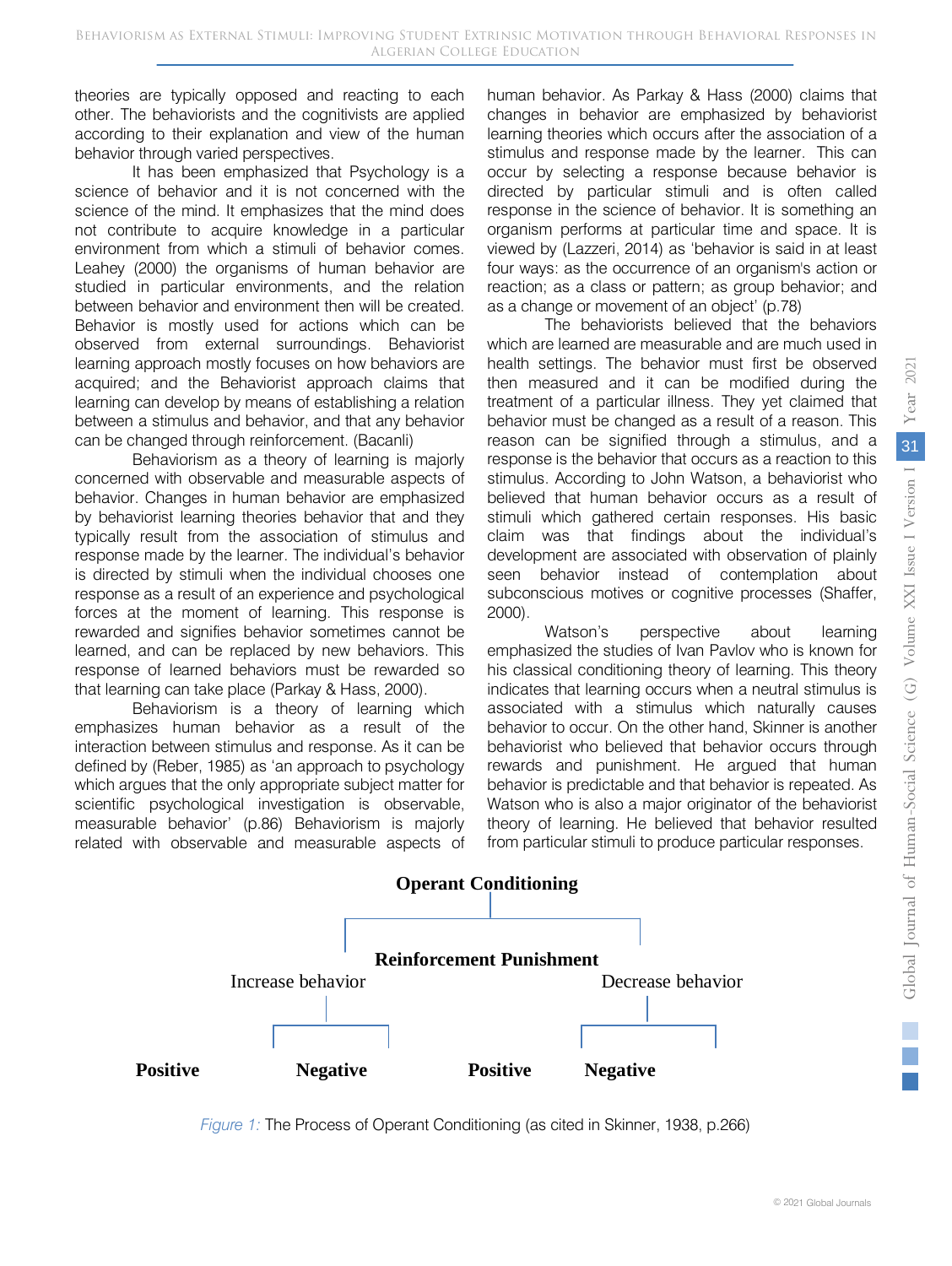theories are typically opposed and reacting to each other. The behaviorists and the cognitivists are applied according to their explanation and view of the human behavior through varied perspectives.

It has been emphasized that Psychology is a science of behavior and it is not concerned with the science of the mind. It emphasizes that the mind does not contribute to acquire knowledge in a particular environment from which a stimuli of behavior comes. Leahey (2000) the organisms of human behavior are studied in particular environments, and the relation between behavior and environment then will be created. Behavior is mostly used for actions which can be observed from external surroundings. Behaviorist learning approach mostly focuses on how behaviors are acquired; and the Behaviorist approach claims that learning can develop by means of establishing a relation between a stimulus and behavior, and that any behavior can be changed through reinforcement. (Bacanli)

Behaviorism as a theory of learning is majorly concerned with observable and measurable aspects of behavior. Changes in human behavior are emphasized by behaviorist learning theories behavior that and they typically result from the association of stimulus and response made by the learner. The individual's behavior is directed by stimuli when the individual chooses one response as a result of an experience and psychological forces at the moment of learning. This response is rewarded and signifies behavior sometimes cannot be learned, and can be replaced by new behaviors. This response of learned behaviors must be rewarded so that learning can take place (Parkay & Hass, 2000).

Behaviorism is a theory of learning which emphasizes human behavior as a result of the interaction between stimulus and response. As it can be defined by (Reber, 1985) as 'an approach to psychology which argues that the only appropriate subject matter for scientific psychological investigation is observable, measurable behavior' (p.86) Behaviorism is majorly related with observable and measurable aspects of human behavior. As Parkay & Hass (2000) claims that changes in behavior are emphasized by behaviorist learning theories which occurs after the association of a stimulus and response made by the learner. This can occur by selecting a response because behavior is directed by particular stimuli and is often called response in the science of behavior. It is something an organism performs at particular time and space. It is viewed by (Lazzeri, 2014) as 'behavior is said in at least four ways: as the occurrence of an organism's action or reaction; as a class or pattern; as group behavior; and as a change or movement of an object' (p.78)

The behaviorists believed that the behaviors which are learned are measurable and are much used in health settings. The behavior must first be observed then measured and it can be modified during the treatment of a particular illness. They yet claimed that behavior must be changed as a result of a reason. This reason can be signified through a stimulus, and a response is the behavior that occurs as a reaction to this stimulus. According to John Watson, a behaviorist who believed that human behavior occurs as a result of stimuli which gathered certain responses. His basic claim was that findings about the individual's development are associated with observation of plainly seen behavior instead of contemplation about subconscious motives or cognitive processes (Shaffer, 2000).

Watson's perspective about learning emphasized the studies of Ivan Pavlov who is known for his classical conditioning theory of learning. This theory indicates that learning occurs when a neutral stimulus is associated with a stimulus which naturally causes behavior to occur. On the other hand, Skinner is another behaviorist who believed that behavior occurs through rewards and punishment. He argued that human behavior is predictable and that behavior is repeated. As Watson who is also a major originator of the behaviorist theory of learning. He believed that behavior resulted from particular stimuli to produce particular responses.

**Operant Conditioning**

**Reinforcement Punishment**

Increase behavior  Decrease behavior

**Positive**  **Negative**  **Positive**  **Negative**

*Figure 1:* The Process of Operant Conditioning (as cited in Skinner, 1938, p.266)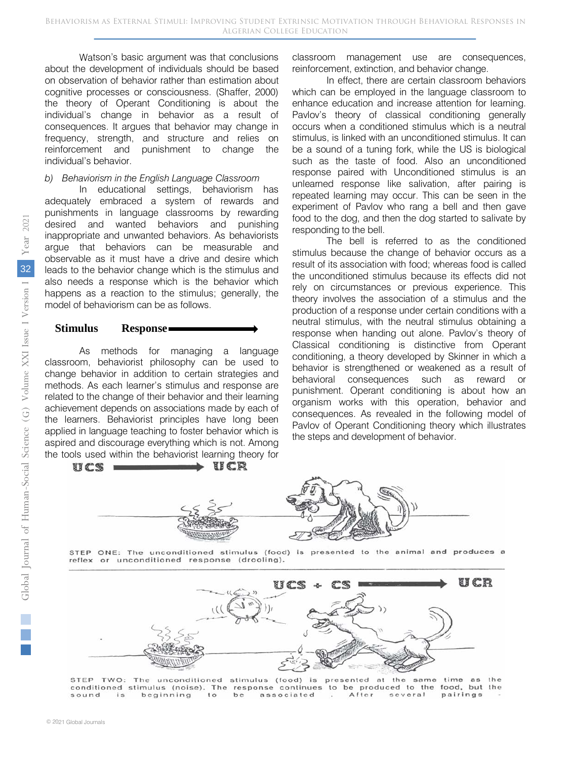Watson's basic argument was that conclusions about the development of individuals should be based on observation of behavior rather than estimation about cognitive processes or consciousness. (Shaffer, 2000) the theory of Operant Conditioning is about the individual's change in behavior as a result of consequences. It argues that behavior may change in frequency, strength, and structure and relies on reinforcement and punishment to change the individual's behavior.

*b) Behaviorism in the English Language Classroom*

In educational settings, behaviorism has adequately embraced a system of rewards and punishments in language classrooms by rewarding desired and wanted behaviors and punishing inappropriate and unwanted behaviors. As behaviorists argue that behaviors can be measurable and observable as it must have a drive and desire which leads to the behavior change which is the stimulus and also needs a response which is the behavior which happens as a reaction to the stimulus; generally, the model of behaviorism can be as follows.

**Stimulus** **Response** ⟶

As methods for managing a language classroom, behaviorist philosophy can be used to change behavior in addition to certain strategies and methods. As each learner's stimulus and response are related to the change of their behavior and their learning achievement depends on associations made by each of the learners. Behaviorist principles have long been applied in language teaching to foster behavior which is aspired and discourage everything which is not. Among the tools used within the behaviorist learning theory for classroom management use are consequences, reinforcement, extinction, and behavior change.

In effect, there are certain classroom behaviors which can be employed in the language classroom to enhance education and increase attention for learning. Pavlov's theory of classical conditioning generally occurs when a conditioned stimulus which is a neutral stimulus, is linked with an unconditioned stimulus. It can be a sound of a tuning fork, while the US is biological such as the taste of food. Also an unconditioned response paired with Unconditioned stimulus is an unlearned response like salivation, after pairing is repeated learning may occur. This can be seen in the experiment of Pavlov who rang a bell and then gave food to the dog, and then the dog started to salivate by responding to the bell.

The bell is referred to as the conditioned stimulus because the change of behavior occurs as a result of its association with food; whereas food is called the unconditioned stimulus because its effects did not rely on circumstances or previous experience. This theory involves the association of a stimulus and the production of a response under certain conditions with a neutral stimulus, with the neutral stimulus obtaining a response when handing out alone. Pavlov's theory of Classical conditioning is distinctive from Operant conditioning, a theory developed by Skinner in which a behavior is strengthened or weakened as a result of behavioral consequences such as reward or punishment. Operant conditioning is about how an organism works with this operation, behavior and consequences. As revealed in the following model of Pavlov of Operant Conditioning theory which illustrates the steps and development of behavior.

UCS ⟶ UCR

STEP ONE: The unconditioned stimulus (food) is presented to the animal and produces a reflex or unconditioned response (drooling).

UCS + CS ⟶ UCR

STEP TWO: The unconditioned stimulus (food) is presented at the same time as the conditioned stimulus (noise). The response continues to be produced to the food, but the sound is beginning to be associated . After several pairings -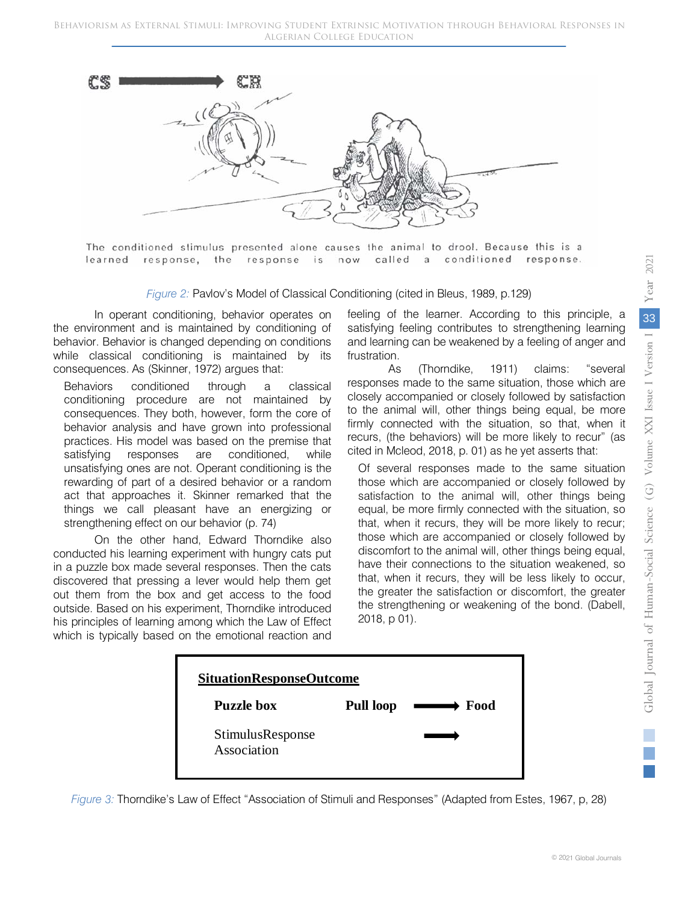The conditioned stimulus presented alone causes the animal to drool. Because this is a learned response, the response is now called a conditioned response.

*Figure 2:* Pavlov's Model of Classical Conditioning (cited in Bleus, 1989, p.129)

In operant conditioning, behavior operates on the environment and is maintained by conditioning of behavior. Behavior is changed depending on conditions while classical conditioning is maintained by its consequences. As (Skinner, 1972) argues that:

> Behaviors conditioned through a classical conditioning procedure are not maintained by consequences. They both, however, form the core of behavior analysis and have grown into professional practices. His model was based on the premise that satisfying responses are conditioned, while unsatisfying ones are not. Operant conditioning is the rewarding of part of a desired behavior or a random act that approaches it. Skinner remarked that the things we call pleasant have an energizing or strengthening effect on our behavior (p. 74)

On the other hand, Edward Thorndike also conducted his learning experiment with hungry cats put in a puzzle box made several responses. Then the cats discovered that pressing a lever would help them get out them from the box and get access to the food outside. Based on his experiment, Thorndike introduced his principles of learning among which the Law of Effect which is typically based on the emotional reaction and feeling of the learner. According to this principle, a satisfying feeling contributes to strengthening learning and learning can be weakened by a feeling of anger and frustration.

As (Thorndike, 1911) claims: "several responses made to the same situation, those which are closely accompanied or closely followed by satisfaction to the animal will, other things being equal, be more firmly connected with the situation, so that, when it recurs, (the behaviors) will be more likely to recur" (as cited in Mcleod, 2018, p. 01) as he yet asserts that:

> Of several responses made to the same situation those which are accompanied or closely followed by satisfaction to the animal will, other things being equal, be more firmly connected with the situation, so that, when it recurs, they will be more likely to recur; those which are accompanied or closely followed by discomfort to the animal will, other things being equal, have their connections to the situation weakened, so that, when it recurs, they will be less likely to occur, the greater the satisfaction or discomfort, the greater the strengthening or weakening of the bond. (Dabell, 2018, p 01).

| **Situation** | **Response** | **Outcome** |
|---|---|---|
| **Puzzle box** | **Pull loop** ⟶ | **Food** |
| Stimulus | Response ⟶ | |
| Association | | |

*Figure 3:* Thorndike's Law of Effect "Association of Stimuli and Responses" (Adapted from Estes, 1967, p, 28)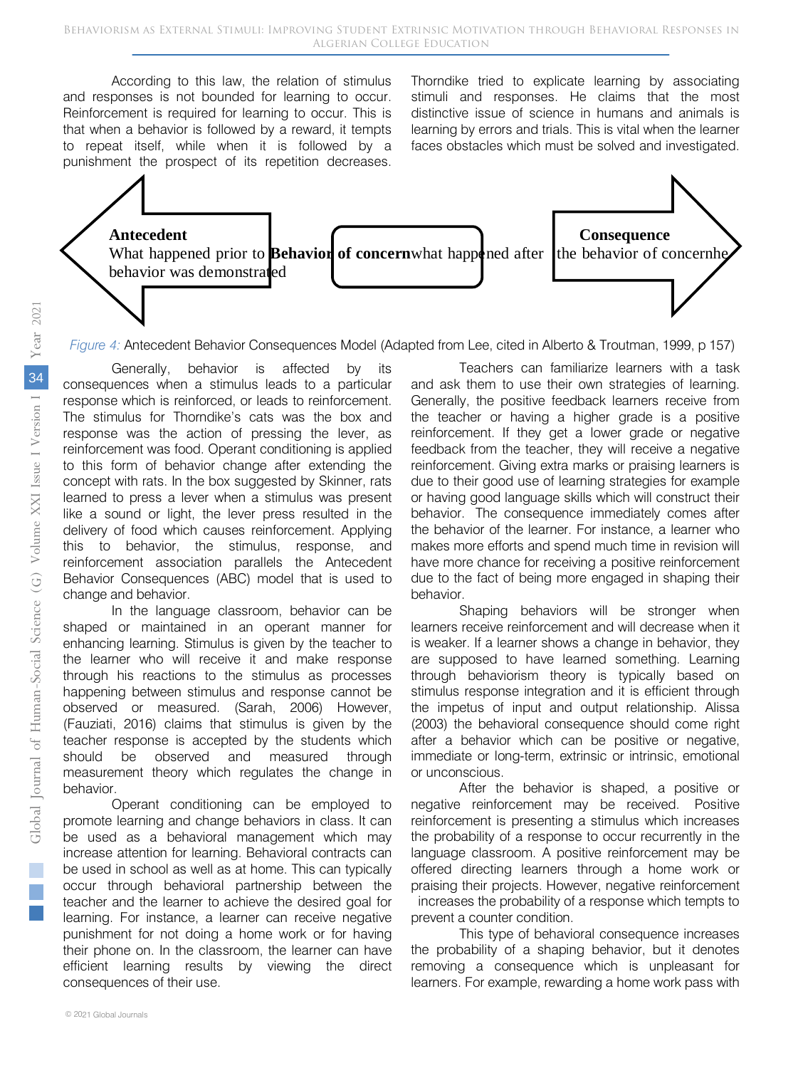According to this law, the relation of stimulus and responses is not bounded for learning to occur. Reinforcement is required for learning to occur. This is that when a behavior is followed by a reward, it tempts to repeat itself, while when it is followed by a punishment the prospect of its repetition decreases. Thorndike tried to explicate learning by associating stimuli and responses. He claims that the most distinctive issue of science in humans and animals is learning by errors and trials. This is vital when the learner faces obstacles which must be solved and investigated.

**Antecedent**
What happened prior to behavior was demonstrated

**Behavior of concern**

what happened after the behavior of concernhe

**Consequence**

*Figure 4:* Antecedent Behavior Consequences Model (Adapted from Lee, cited in Alberto & Troutman, 1999, p 157)

Generally, behavior is affected by its consequences when a stimulus leads to a particular response which is reinforced, or leads to reinforcement. The stimulus for Thorndike's cats was the box and response was the action of pressing the lever, as reinforcement was food. Operant conditioning is applied to this form of behavior change after extending the concept with rats. In the box suggested by Skinner, rats learned to press a lever when a stimulus was present like a sound or light, the lever press resulted in the delivery of food which causes reinforcement. Applying this to behavior, the stimulus, response, and reinforcement association parallels the Antecedent Behavior Consequences (ABC) model that is used to change and behavior.

In the language classroom, behavior can be shaped or maintained in an operant manner for enhancing learning. Stimulus is given by the teacher to the learner who will receive it and make response through his reactions to the stimulus as processes happening between stimulus and response cannot be observed or measured. (Sarah, 2006) However, (Fauziati, 2016) claims that stimulus is given by the teacher response is accepted by the students which should be observed and measured through measurement theory which regulates the change in behavior.

Operant conditioning can be employed to promote learning and change behaviors in class. It can be used as a behavioral management which may increase attention for learning. Behavioral contracts can be used in school as well as at home. This can typically occur through behavioral partnership between the teacher and the learner to achieve the desired goal for learning. For instance, a learner can receive negative punishment for not doing a home work or for having their phone on. In the classroom, the learner can have efficient learning results by viewing the direct consequences of their use.

Teachers can familiarize learners with a task and ask them to use their own strategies of learning. Generally, the positive feedback learners receive from the teacher or having a higher grade is a positive reinforcement. If they get a lower grade or negative feedback from the teacher, they will receive a negative reinforcement. Giving extra marks or praising learners is due to their good use of learning strategies for example or having good language skills which will construct their behavior. The consequence immediately comes after the behavior of the learner. For instance, a learner who makes more efforts and spend much time in revision will have more chance for receiving a positive reinforcement due to the fact of being more engaged in shaping their behavior.

Shaping behaviors will be stronger when learners receive reinforcement and will decrease when it is weaker. If a learner shows a change in behavior, they are supposed to have learned something. Learning through behaviorism theory is typically based on stimulus response integration and it is efficient through the impetus of input and output relationship. Alissa (2003) the behavioral consequence should come right after a behavior which can be positive or negative, immediate or long-term, extrinsic or intrinsic, emotional or unconscious.

After the behavior is shaped, a positive or negative reinforcement may be received. Positive reinforcement is presenting a stimulus which increases the probability of a response to occur recurrently in the language classroom. A positive reinforcement may be offered directing learners through a home work or praising their projects. However, negative reinforcement increases the probability of a response which tempts to prevent a counter condition.

This type of behavioral consequence increases the probability of a shaping behavior, but it denotes removing a consequence which is unpleasant for learners. For example, rewarding a home work pass with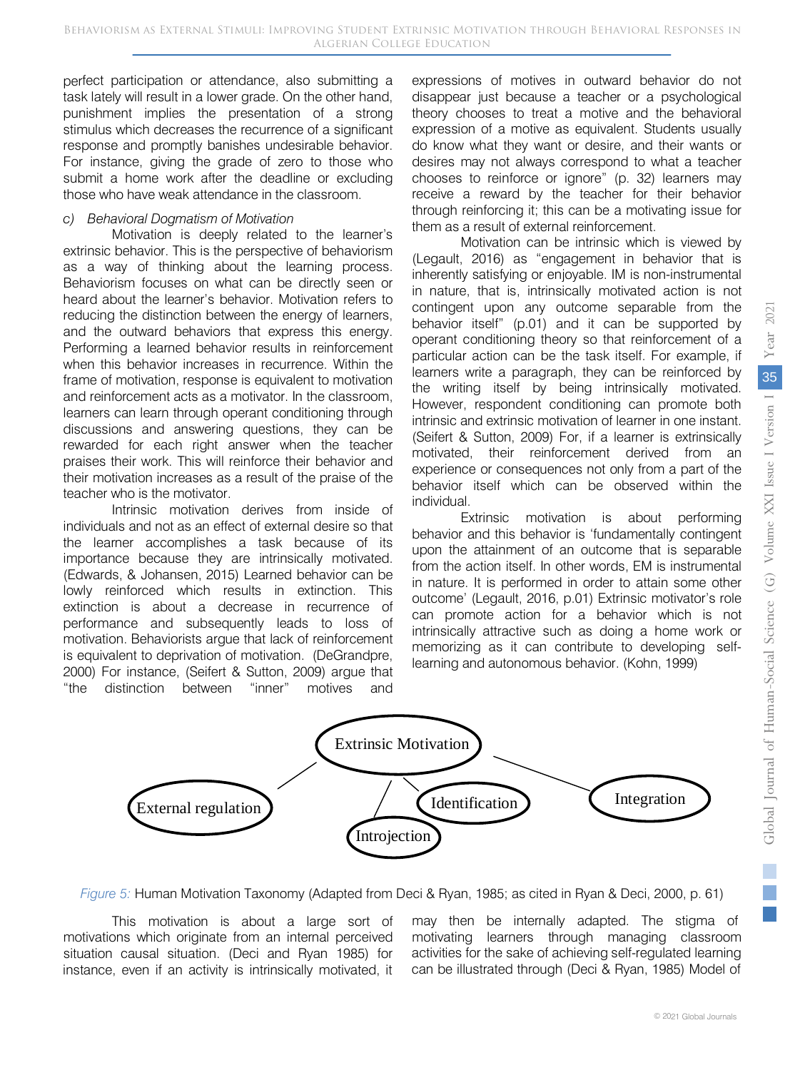perfect participation or attendance, also submitting a task lately will result in a lower grade. On the other hand, punishment implies the presentation of a strong stimulus which decreases the recurrence of a significant response and promptly banishes undesirable behavior. For instance, giving the grade of zero to those who submit a home work after the deadline or excluding those who have weak attendance in the classroom.

*c) Behavioral Dogmatism of Motivation*

Motivation is deeply related to the learner's extrinsic behavior. This is the perspective of behaviorism as a way of thinking about the learning process. Behaviorism focuses on what can be directly seen or heard about the learner's behavior. Motivation refers to reducing the distinction between the energy of learners, and the outward behaviors that express this energy. Performing a learned behavior results in reinforcement when this behavior increases in recurrence. Within the frame of motivation, response is equivalent to motivation and reinforcement acts as a motivator. In the classroom, learners can learn through operant conditioning through discussions and answering questions, they can be rewarded for each right answer when the teacher praises their work. This will reinforce their behavior and their motivation increases as a result of the praise of the teacher who is the motivator.

Intrinsic motivation derives from inside of individuals and not as an effect of external desire so that the learner accomplishes a task because of its importance because they are intrinsically motivated. (Edwards, & Johansen, 2015) Learned behavior can be lowly reinforced which results in extinction. This extinction is about a decrease in recurrence of performance and subsequently leads to loss of motivation. Behaviorists argue that lack of reinforcement is equivalent to deprivation of motivation. (DeGrandpre, 2000) For instance, (Seifert & Sutton, 2009) argue that "the distinction between "inner" motives and expressions of motives in outward behavior do not disappear just because a teacher or a psychological theory chooses to treat a motive and the behavioral expression of a motive as equivalent. Students usually do know what they want or desire, and their wants or desires may not always correspond to what a teacher chooses to reinforce or ignore" (p. 32) learners may receive a reward by the teacher for their behavior through reinforcing it; this can be a motivating issue for them as a result of external reinforcement.

Motivation can be intrinsic which is viewed by (Legault, 2016) as "engagement in behavior that is inherently satisfying or enjoyable. IM is non-instrumental in nature, that is, intrinsically motivated action is not contingent upon any outcome separable from the behavior itself" (p.01) and it can be supported by operant conditioning theory so that reinforcement of a particular action can be the task itself. For example, if learners write a paragraph, they can be reinforced by the writing itself by being intrinsically motivated. However, respondent conditioning can promote both intrinsic and extrinsic motivation of learner in one instant. (Seifert & Sutton, 2009) For, if a learner is extrinsically motivated, their reinforcement derived from an experience or consequences not only from a part of the behavior itself which can be observed within the individual.

Extrinsic motivation is about performing behavior and this behavior is 'fundamentally contingent upon the attainment of an outcome that is separable from the action itself. In other words, EM is instrumental in nature. It is performed in order to attain some other outcome' (Legault, 2016, p.01) Extrinsic motivator's role can promote action for a behavior which is not intrinsically attractive such as doing a home work or memorizing as it can contribute to developing self-learning and autonomous behavior. (Kohn, 1999)

Extrinsic Motivation → External regulation, Introjection, Identification, Integration

*Figure 5:* Human Motivation Taxonomy (Adapted from Deci & Ryan, 1985; as cited in Ryan & Deci, 2000, p. 61)

This motivation is about a large sort of motivations which originate from an internal perceived situation causal situation. (Deci and Ryan 1985) for instance, even if an activity is intrinsically motivated, it may then be internally adapted. The stigma of motivating learners through managing classroom activities for the sake of achieving self-regulated learning can be illustrated through (Deci & Ryan, 1985) Model of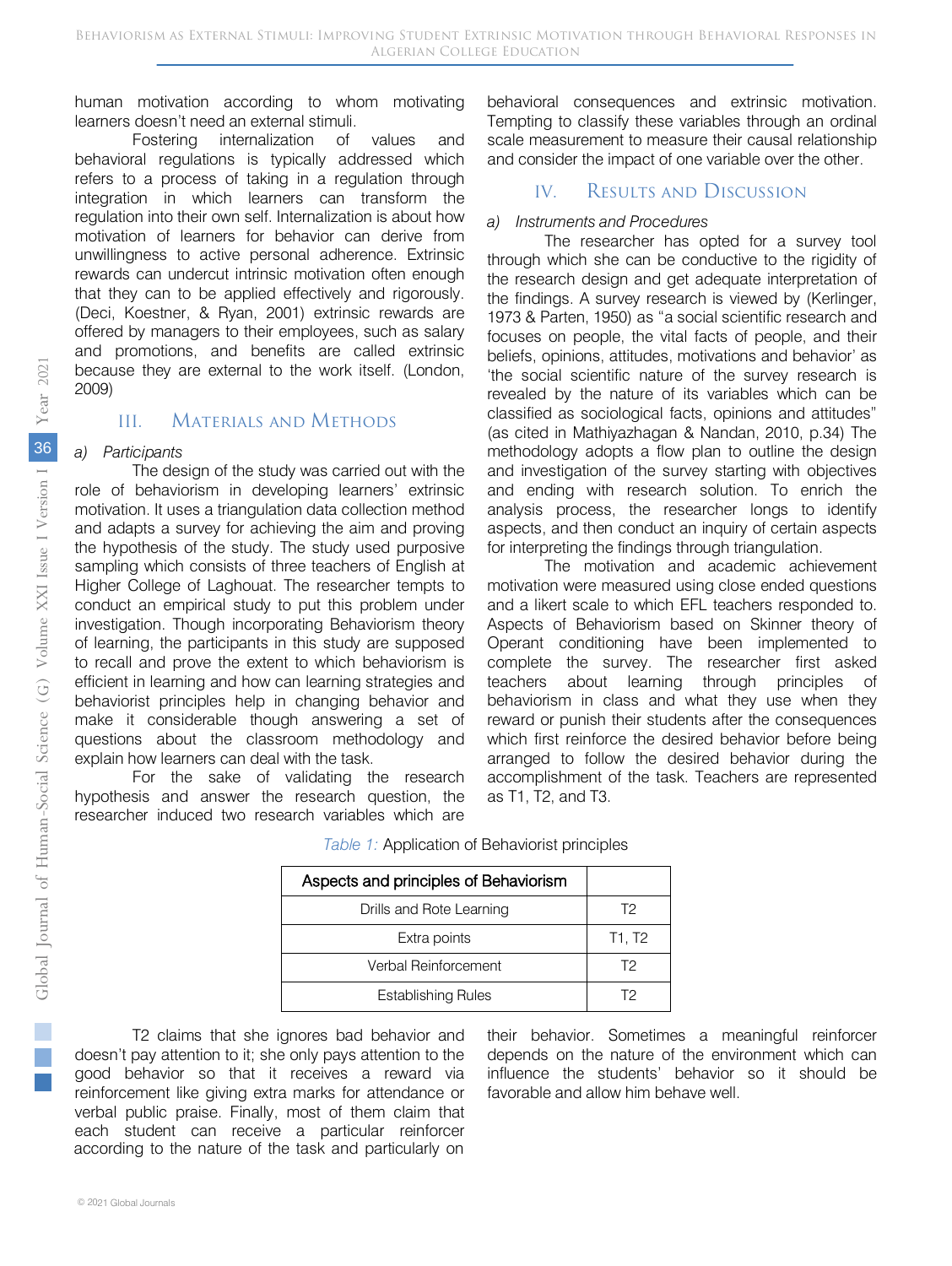human motivation according to whom motivating learners doesn't need an external stimuli.

Fostering internalization of values and behavioral regulations is typically addressed which refers to a process of taking in a regulation through integration in which learners can transform the regulation into their own self. Internalization is about how motivation of learners for behavior can derive from unwillingness to active personal adherence. Extrinsic rewards can undercut intrinsic motivation often enough that they can to be applied effectively and rigorously. (Deci, Koestner, & Ryan, 2001) extrinsic rewards are offered by managers to their employees, such as salary and promotions, and benefits are called extrinsic because they are external to the work itself. (London, 2009)

## III. Materials and Methods

### a) Participants

The design of the study was carried out with the role of behaviorism in developing learners' extrinsic motivation. It uses a triangulation data collection method and adapts a survey for achieving the aim and proving the hypothesis of the study. The study used purposive sampling which consists of three teachers of English at Higher College of Laghouat. The researcher tempts to conduct an empirical study to put this problem under investigation. Though incorporating Behaviorism theory of learning, the participants in this study are supposed to recall and prove the extent to which behaviorism is efficient in learning and how can learning strategies and behaviorist principles help in changing behavior and make it considerable though answering a set of questions about the classroom methodology and explain how learners can deal with the task.

For the sake of validating the research hypothesis and answer the research question, the researcher induced two research variables which are behavioral consequences and extrinsic motivation. Tempting to classify these variables through an ordinal scale measurement to measure their causal relationship and consider the impact of one variable over the other.

## IV. Results and Discussion

### a) Instruments and Procedures

The researcher has opted for a survey tool through which she can be conductive to the rigidity of the research design and get adequate interpretation of the findings. A survey research is viewed by (Kerlinger, 1973 & Parten, 1950) as "a social scientific research and focuses on people, the vital facts of people, and their beliefs, opinions, attitudes, motivations and behavior' as 'the social scientific nature of the survey research is revealed by the nature of its variables which can be classified as sociological facts, opinions and attitudes" (as cited in Mathiyazhagan & Nandan, 2010, p.34) The methodology adopts a flow plan to outline the design and investigation of the survey starting with objectives and ending with research solution. To enrich the analysis process, the researcher longs to identify aspects, and then conduct an inquiry of certain aspects for interpreting the findings through triangulation.

The motivation and academic achievement motivation were measured using close ended questions and a likert scale to which EFL teachers responded to. Aspects of Behaviorism based on Skinner theory of Operant conditioning have been implemented to complete the survey. The researcher first asked teachers about learning through principles of behaviorism in class and what they use when they reward or punish their students after the consequences which first reinforce the desired behavior before being arranged to follow the desired behavior during the accomplishment of the task. Teachers are represented as T1, T2, and T3.

*Table 1:* Application of Behaviorist principles

| Aspects and principles of Behaviorism | |
|---|---|
| Drills and Rote Learning | T2 |
| Extra points | T1, T2 |
| Verbal Reinforcement | T2 |
| Establishing Rules | T2 |

T2 claims that she ignores bad behavior and doesn't pay attention to it; she only pays attention to the good behavior so that it receives a reward via reinforcement like giving extra marks for attendance or verbal public praise. Finally, most of them claim that each student can receive a particular reinforcer according to the nature of the task and particularly on their behavior. Sometimes a meaningful reinforcer depends on the nature of the environment which can influence the students' behavior so it should be favorable and allow him behave well.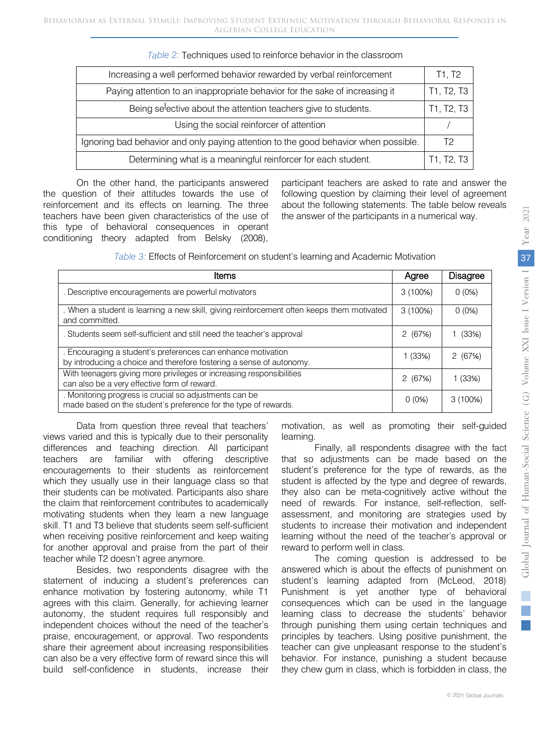*Table 2:* Techniques used to reinforce behavior in the classroom

| | |
|---|---|
| Increasing a well performed behavior rewarded by verbal reinforcement | T1, T2 |
| Paying attention to an inappropriate behavior for the sake of increasing it | T1, T2, T3 |
| Being selective about the attention teachers give to students. | T1, T2, T3 |
| Using the social reinforcer of attention | / |
| Ignoring bad behavior and only paying attention to the good behavior when possible. | T2 |
| Determining what is a meaningful reinforcer for each student. | T1, T2, T3 |

On the other hand, the participants answered the question of their attitudes towards the use of reinforcement and its effects on learning. The three teachers have been given characteristics of the use of this type of behavioral consequences in operant conditioning theory adapted from Belsky (2008), participant teachers are asked to rate and answer the following question by claiming their level of agreement about the following statements. The table below reveals the answer of the participants in a numerical way.

*Table 3:* Effects of Reinforcement on student's learning and Academic Motivation

| Items | Agree | Disagree |
|---|---|---|
| . Descriptive encouragements are powerful motivators | 3 (100%) | 0 (0%) |
| . When a student is learning a new skill, giving reinforcement often keeps them motivated and committed. | 3 (100%) | 0 (0%) |
| . Students seem self-sufficient and still need the teacher's approval | 2 (67%) | 1 (33%) |
| . Encouraging a student's preferences can enhance motivation by introducing a choice and therefore fostering a sense of autonomy. | 1 (33%) | 2 (67%) |
| With teenagers giving more privileges or increasing responsibilities can also be a very effective form of reward. | 2 (67%) | 1 (33%) |
| . Monitoring progress is crucial so adjustments can be made based on the student's preference for the type of rewards. | 0 (0%) | 3 (100%) |

Data from question three reveal that teachers' views varied and this is typically due to their personality differences and teaching direction. All participant teachers are familiar with offering descriptive encouragements to their students as reinforcement which they usually use in their language class so that their students can be motivated. Participants also share the claim that reinforcement contributes to academically motivating students when they learn a new language skill. T1 and T3 believe that students seem self-sufficient when receiving positive reinforcement and keep waiting for another approval and praise from the part of their teacher while T2 doesn't agree anymore.

Besides, two respondents disagree with the statement of inducing a student's preferences can enhance motivation by fostering autonomy, while T1 agrees with this claim. Generally, for achieving learner autonomy, the student requires full responsibly and independent choices without the need of the teacher's praise, encouragement, or approval. Two respondents share their agreement about increasing responsibilities can also be a very effective form of reward since this will build self-confidence in students, increase their motivation, as well as promoting their self-guided learning.

Finally, all respondents disagree with the fact that so adjustments can be made based on the student's preference for the type of rewards, as the student is affected by the type and degree of rewards, they also can be meta-cognitively active without the need of rewards. For instance, self-reflection, self-assessment, and monitoring are strategies used by students to increase their motivation and independent learning without the need of the teacher's approval or reward to perform well in class.

The coming question is addressed to be answered which is about the effects of punishment on student's learning adapted from (McLeod, 2018) Punishment is yet another type of behavioral consequences which can be used in the language learning class to decrease the students' behavior through punishing them using certain techniques and principles by teachers. Using positive punishment, the teacher can give unpleasant response to the student's behavior. For instance, punishing a student because they chew gum in class, which is forbidden in class, the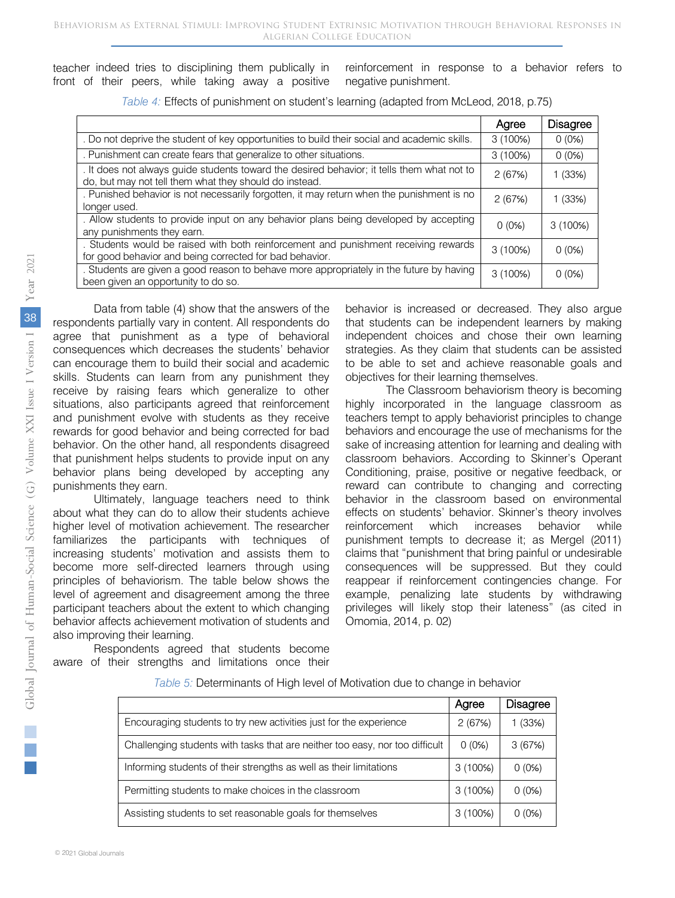teacher indeed tries to disciplining them publically in front of their peers, while taking away a positive reinforcement in response to a behavior refers to negative punishment.

*Table 4:* Effects of punishment on student's learning (adapted from McLeod, 2018, p.75)

| | Agree | Disagree |
|---|---|---|
| . Do not deprive the student of key opportunities to build their social and academic skills. | 3 (100%) | 0 (0%) |
| . Punishment can create fears that generalize to other situations. | 3 (100%) | 0 (0%) |
| . It does not always guide students toward the desired behavior; it tells them what not to do, but may not tell them what they should do instead. | 2 (67%) | 1 (33%) |
| . Punished behavior is not necessarily forgotten, it may return when the punishment is no longer used. | 2 (67%) | 1 (33%) |
| . Allow students to provide input on any behavior plans being developed by accepting any punishments they earn. | 0 (0%) | 3 (100%) |
| . Students would be raised with both reinforcement and punishment receiving rewards for good behavior and being corrected for bad behavior. | 3 (100%) | 0 (0%) |
| . Students are given a good reason to behave more appropriately in the future by having been given an opportunity to do so. | 3 (100%) | 0 (0%) |

Data from table (4) show that the answers of the respondents partially vary in content. All respondents do agree that punishment as a type of behavioral consequences which decreases the students' behavior can encourage them to build their social and academic skills. Students can learn from any punishment they receive by raising fears which generalize to other situations, also participants agreed that reinforcement and punishment evolve with students as they receive rewards for good behavior and being corrected for bad behavior. On the other hand, all respondents disagreed that punishment helps students to provide input on any behavior plans being developed by accepting any punishments they earn.

Ultimately, language teachers need to think about what they can do to allow their students achieve higher level of motivation achievement. The researcher familiarizes the participants with techniques of increasing students' motivation and assists them to become more self-directed learners through using principles of behaviorism. The table below shows the level of agreement and disagreement among the three participant teachers about the extent to which changing behavior affects achievement motivation of students and also improving their learning.

Respondents agreed that students become aware of their strengths and limitations once their behavior is increased or decreased. They also argue that students can be independent learners by making independent choices and chose their own learning strategies. As they claim that students can be assisted to be able to set and achieve reasonable goals and objectives for their learning themselves.

The Classroom behaviorism theory is becoming highly incorporated in the language classroom as teachers tempt to apply behaviorist principles to change behaviors and encourage the use of mechanisms for the sake of increasing attention for learning and dealing with classroom behaviors. According to Skinner's Operant Conditioning, praise, positive or negative feedback, or reward can contribute to changing and correcting behavior in the classroom based on environmental effects on students' behavior. Skinner's theory involves reinforcement which increases behavior while punishment tempts to decrease it; as Mergel (2011) claims that "punishment that bring painful or undesirable consequences will be suppressed. But they could reappear if reinforcement contingencies change. For example, penalizing late students by withdrawing privileges will likely stop their lateness" (as cited in Omomia, 2014, p. 02)

*Table 5:* Determinants of High level of Motivation due to change in behavior

| | Agree | Disagree |
|---|---|---|
| Encouraging students to try new activities just for the experience | 2 (67%) | 1 (33%) |
| Challenging students with tasks that are neither too easy, nor too difficult | 0 (0%) | 3 (67%) |
| Informing students of their strengths as well as their limitations | 3 (100%) | 0 (0%) |
| Permitting students to make choices in the classroom | 3 (100%) | 0 (0%) |
| Assisting students to set reasonable goals for themselves | 3 (100%) | 0 (0%) |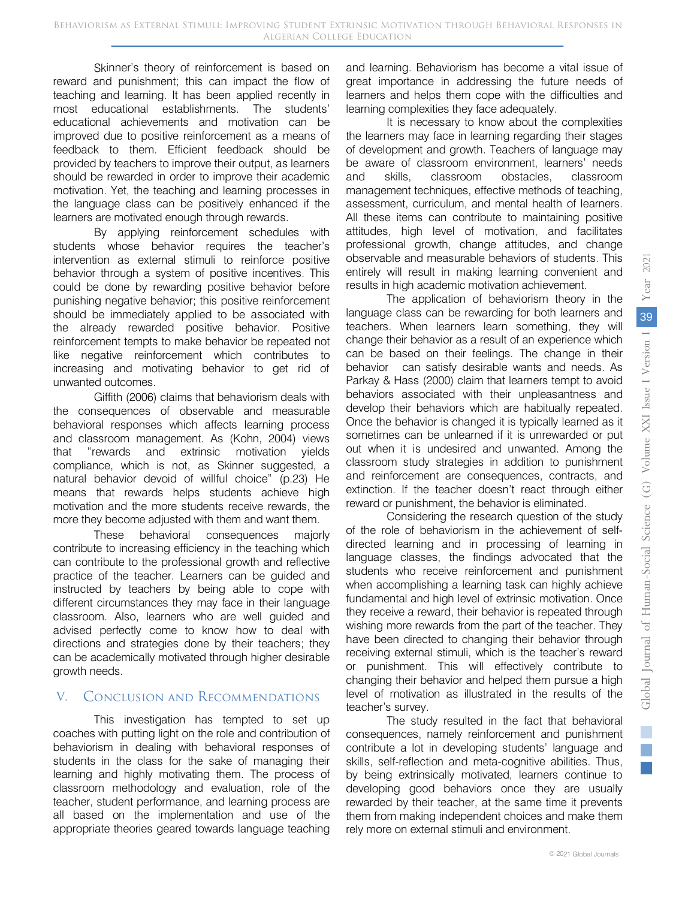Skinner's theory of reinforcement is based on reward and punishment; this can impact the flow of teaching and learning. It has been applied recently in most educational establishments. The students' educational achievements and motivation can be improved due to positive reinforcement as a means of feedback to them. Efficient feedback should be provided by teachers to improve their output, as learners should be rewarded in order to improve their academic motivation. Yet, the teaching and learning processes in the language class can be positively enhanced if the learners are motivated enough through rewards.

By applying reinforcement schedules with students whose behavior requires the teacher's intervention as external stimuli to reinforce positive behavior through a system of positive incentives. This could be done by rewarding positive behavior before punishing negative behavior; this positive reinforcement should be immediately applied to be associated with the already rewarded positive behavior. Positive reinforcement tempts to make behavior be repeated not like negative reinforcement which contributes to increasing and motivating behavior to get rid of unwanted outcomes.

Giffith (2006) claims that behaviorism deals with the consequences of observable and measurable behavioral responses which affects learning process and classroom management. As (Kohn, 2004) views that "rewards and extrinsic motivation yields compliance, which is not, as Skinner suggested, a natural behavior devoid of willful choice" (p.23) He means that rewards helps students achieve high motivation and the more students receive rewards, the more they become adjusted with them and want them.

These behavioral consequences majorly contribute to increasing efficiency in the teaching which can contribute to the professional growth and reflective practice of the teacher. Learners can be guided and instructed by teachers by being able to cope with different circumstances they may face in their language classroom. Also, learners who are well guided and advised perfectly come to know how to deal with directions and strategies done by their teachers; they can be academically motivated through higher desirable growth needs.

## V. Conclusion and Recommendations

This investigation has tempted to set up coaches with putting light on the role and contribution of behaviorism in dealing with behavioral responses of students in the class for the sake of managing their learning and highly motivating them. The process of classroom methodology and evaluation, role of the teacher, student performance, and learning process are all based on the implementation and use of the appropriate theories geared towards language teaching and learning. Behaviorism has become a vital issue of great importance in addressing the future needs of learners and helps them cope with the difficulties and learning complexities they face adequately.

It is necessary to know about the complexities the learners may face in learning regarding their stages of development and growth. Teachers of language may be aware of classroom environment, learners' needs and skills, classroom obstacles, classroom management techniques, effective methods of teaching, assessment, curriculum, and mental health of learners. All these items can contribute to maintaining positive attitudes, high level of motivation, and facilitates professional growth, change attitudes, and change observable and measurable behaviors of students. This entirely will result in making learning convenient and results in high academic motivation achievement.

The application of behaviorism theory in the language class can be rewarding for both learners and teachers. When learners learn something, they will change their behavior as a result of an experience which can be based on their feelings. The change in their behavior can satisfy desirable wants and needs. As Parkay & Hass (2000) claim that learners tempt to avoid behaviors associated with their unpleasantness and develop their behaviors which are habitually repeated. Once the behavior is changed it is typically learned as it sometimes can be unlearned if it is unrewarded or put out when it is undesired and unwanted. Among the classroom study strategies in addition to punishment and reinforcement are consequences, contracts, and extinction. If the teacher doesn't react through either reward or punishment, the behavior is eliminated.

Considering the research question of the study of the role of behaviorism in the achievement of self-directed learning and in processing of learning in language classes, the findings advocated that the students who receive reinforcement and punishment when accomplishing a learning task can highly achieve fundamental and high level of extrinsic motivation. Once they receive a reward, their behavior is repeated through wishing more rewards from the part of the teacher. They have been directed to changing their behavior through receiving external stimuli, which is the teacher's reward or punishment. This will effectively contribute to changing their behavior and helped them pursue a high level of motivation as illustrated in the results of the teacher's survey.

The study resulted in the fact that behavioral consequences, namely reinforcement and punishment contribute a lot in developing students' language and skills, self-reflection and meta-cognitive abilities. Thus, by being extrinsically motivated, learners continue to developing good behaviors once they are usually rewarded by their teacher, at the same time it prevents them from making independent choices and make them rely more on external stimuli and environment.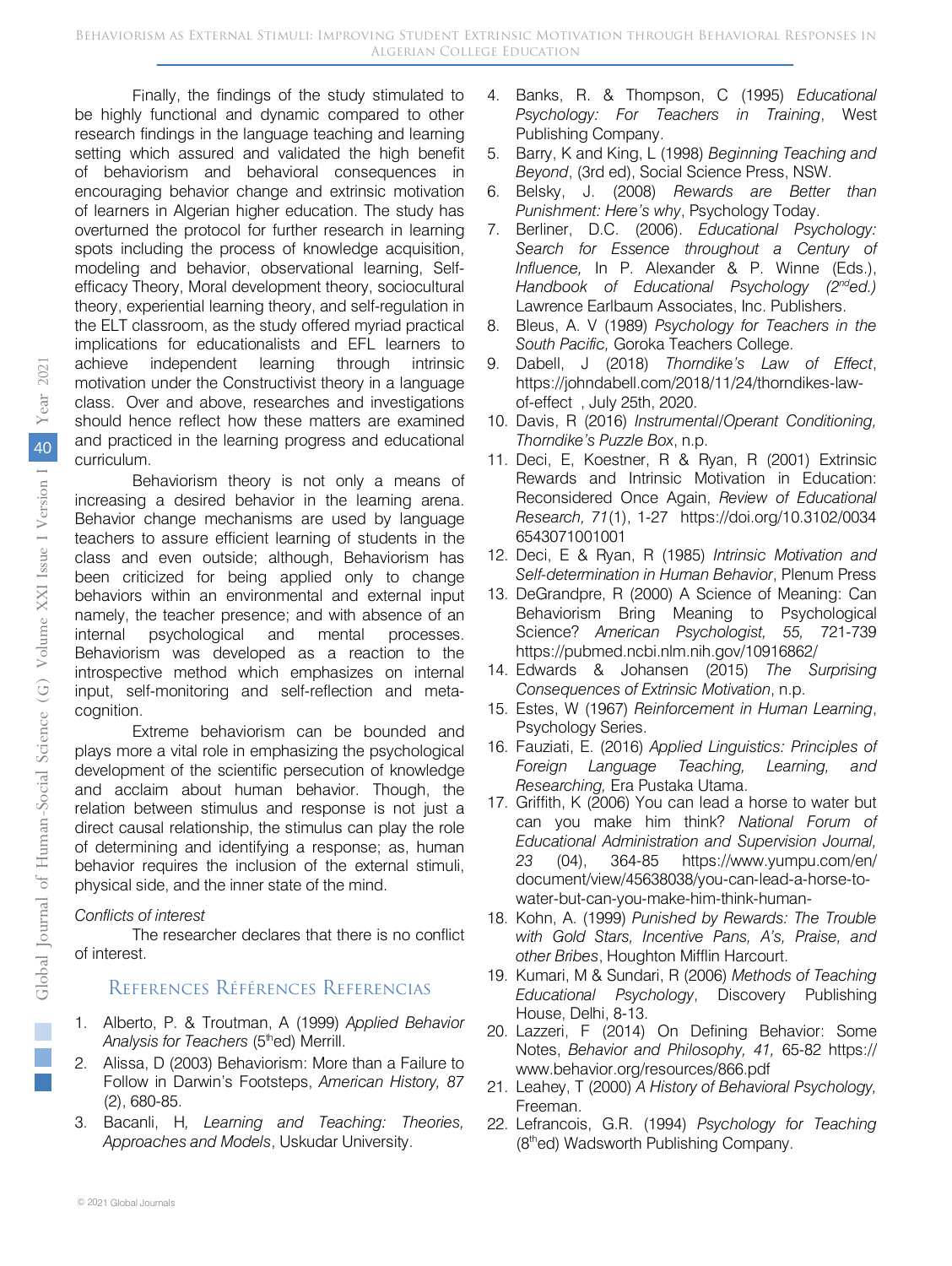Finally, the findings of the study stimulated to be highly functional and dynamic compared to other research findings in the language teaching and learning setting which assured and validated the high benefit of behaviorism and behavioral consequences in encouraging behavior change and extrinsic motivation of learners in Algerian higher education. The study has overturned the protocol for further research in learning spots including the process of knowledge acquisition, modeling and behavior, observational learning, Self-efficacy Theory, Moral development theory, sociocultural theory, experiential learning theory, and self-regulation in the ELT classroom, as the study offered myriad practical implications for educationalists and EFL learners to achieve independent learning through intrinsic motivation under the Constructivist theory in a language class. Over and above, researches and investigations should hence reflect how these matters are examined and practiced in the learning progress and educational curriculum.

Behaviorism theory is not only a means of increasing a desired behavior in the learning arena. Behavior change mechanisms are used by language teachers to assure efficient learning of students in the class and even outside; although, Behaviorism has been criticized for being applied only to change behaviors within an environmental and external input namely, the teacher presence; and with absence of an internal psychological and mental processes. Behaviorism was developed as a reaction to the introspective method which emphasizes on internal input, self-monitoring and self-reflection and meta-cognition.

Extreme behaviorism can be bounded and plays more a vital role in emphasizing the psychological development of the scientific persecution of knowledge and acclaim about human behavior. Though, the relation between stimulus and response is not just a direct causal relationship, the stimulus can play the role of determining and identifying a response; as, human behavior requires the inclusion of the external stimuli, physical side, and the inner state of the mind.

*Conflicts of interest*

The researcher declares that there is no conflict of interest.

## References Références Referencias

1. Alberto, P. & Troutman, A (1999) *Applied Behavior Analysis for Teachers* (5thed) Merrill.
2. Alissa, D (2003) Behaviorism: More than a Failure to Follow in Darwin's Footsteps, *American History, 87* (2), 680-85.
3. Bacanli, H*, Learning and Teaching: Theories, Approaches and Models*, Uskudar University.
4. Banks, R. & Thompson, C (1995) *Educational Psychology: For Teachers in Training*, West Publishing Company.
5. Barry, K and King, L (1998) *Beginning Teaching and Beyond*, (3rd ed), Social Science Press, NSW.
6. Belsky, J. (2008) *Rewards are Better than Punishment: Here's why*, Psychology Today.
7. Berliner, D.C. (2006). *Educational Psychology: Search for Essence throughout a Century of Influence,* In P. Alexander & P. Winne (Eds.), *Handbook of Educational Psychology (2nded.)* Lawrence Earlbaum Associates, Inc. Publishers.
8. Bleus, A. V (1989) *Psychology for Teachers in the South Pacific,* Goroka Teachers College.
9. Dabell, J (2018) *Thorndike's Law of Effect*, https://johndabell.com/2018/11/24/thorndikes-law-of-effect , July 25th, 2020.
10. Davis, R (2016) *Instrumental/Operant Conditioning, Thorndike's Puzzle Box*, n.p.
11. Deci, E, Koestner, R & Ryan, R (2001) Extrinsic Rewards and Intrinsic Motivation in Education: Reconsidered Once Again, *Review of Educational Research, 71*(1), 1-27 https://doi.org/10.3102/00346543071001001
12. Deci, E & Ryan, R (1985) *Intrinsic Motivation and Self-determination in Human Behavior*, Plenum Press
13. DeGrandpre, R (2000) A Science of Meaning: Can Behaviorism Bring Meaning to Psychological Science? *American Psychologist, 55,* 721-739 https://pubmed.ncbi.nlm.nih.gov/10916862/
14. Edwards & Johansen (2015) *The Surprising Consequences of Extrinsic Motivation*, n.p.
15. Estes, W (1967) *Reinforcement in Human Learning*, Psychology Series.
16. Fauziati, E. (2016) *Applied Linguistics: Principles of Foreign Language Teaching, Learning, and Researching,* Era Pustaka Utama.
17. Griffith, K (2006) You can lead a horse to water but can you make him think? *National Forum of Educational Administration and Supervision Journal, 23* (04), 364-85 https://www.yumpu.com/en/document/view/45638038/you-can-lead-a-horse-to-water-but-can-you-make-him-think-human-
18. Kohn, A. (1999) *Punished by Rewards: The Trouble with Gold Stars, Incentive Pans, A's, Praise, and other Bribes*, Houghton Mifflin Harcourt.
19. Kumari, M & Sundari, R (2006) *Methods of Teaching Educational Psychology*, Discovery Publishing House, Delhi, 8-13.
20. Lazzeri, F (2014) On Defining Behavior: Some Notes, *Behavior and Philosophy, 41,* 65-82 https://www.behavior.org/resources/866.pdf
21. Leahey, T (2000) *A History of Behavioral Psychology,* Freeman.
22. Lefrancois, G.R. (1994) *Psychology for Teaching* (8thed) Wadsworth Publishing Company.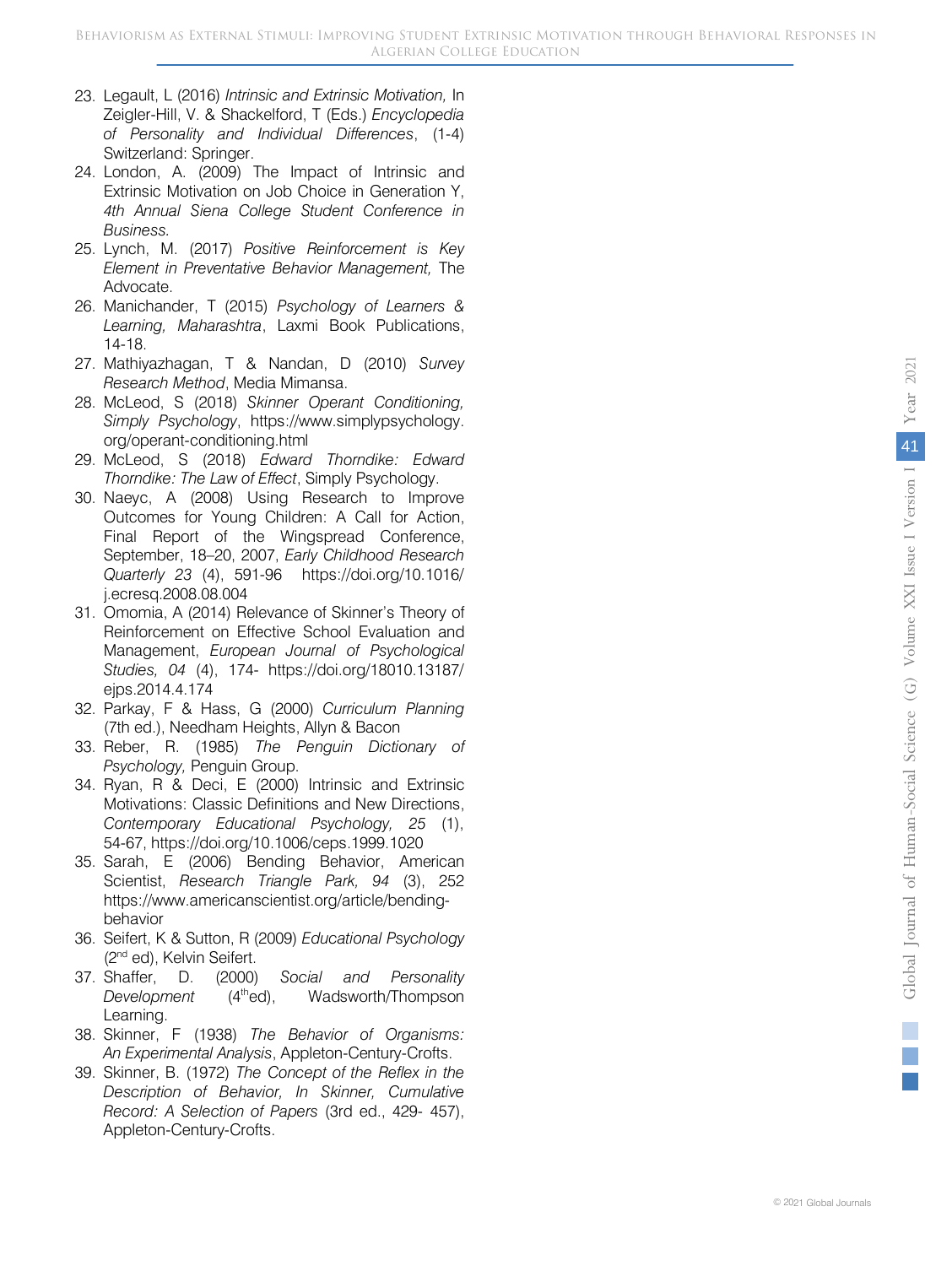23. Legault, L (2016) *Intrinsic and Extrinsic Motivation,* In Zeigler-Hill, V. & Shackelford, T (Eds.) *Encyclopedia of Personality and Individual Differences*, (1-4) Switzerland: Springer.
24. London, A. (2009) The Impact of Intrinsic and Extrinsic Motivation on Job Choice in Generation Y, *4th Annual Siena College Student Conference in Business.*
25. Lynch, M. (2017) *Positive Reinforcement is Key Element in Preventative Behavior Management,* The Advocate.
26. Manichander, T (2015) *Psychology of Learners & Learning, Maharashtra*, Laxmi Book Publications, 14-18.
27. Mathiyazhagan, T & Nandan, D (2010) *Survey Research Method*, Media Mimansa.
28. McLeod, S (2018) *Skinner Operant Conditioning, Simply Psychology*, https://www.simplypsychology.org/operant-conditioning.html
29. McLeod, S (2018) *Edward Thorndike: Edward Thorndike: The Law of Effect*, Simply Psychology.
30. Naeyc, A (2008) Using Research to Improve Outcomes for Young Children: A Call for Action, Final Report of the Wingspread Conference, September, 18–20, 2007, *Early Childhood Research Quarterly 23* (4), 591-96 https://doi.org/10.1016/j.ecresq.2008.08.004
31. Omomia, A (2014) Relevance of Skinner's Theory of Reinforcement on Effective School Evaluation and Management, *European Journal of Psychological Studies, 04* (4), 174- https://doi.org/18010.13187/ejps.2014.4.174
32. Parkay, F & Hass, G (2000) *Curriculum Planning* (7th ed.), Needham Heights, Allyn & Bacon
33. Reber, R. (1985) *The Penguin Dictionary of Psychology,* Penguin Group.
34. Ryan, R & Deci, E (2000) Intrinsic and Extrinsic Motivations: Classic Definitions and New Directions, *Contemporary Educational Psychology, 25* (1), 54-67, https://doi.org/10.1006/ceps.1999.1020
35. Sarah, E (2006) Bending Behavior, American Scientist, *Research Triangle Park, 94* (3), 252 https://www.americanscientist.org/article/bending-behavior
36. Seifert, K & Sutton, R (2009) *Educational Psychology* (2nd ed), Kelvin Seifert.
37. Shaffer, D. (2000) *Social and Personality Development* (4thed), Wadsworth/Thompson Learning.
38. Skinner, F (1938) *The Behavior of Organisms: An Experimental Analysis*, Appleton-Century-Crofts.
39. Skinner, B. (1972) *The Concept of the Reflex in the Description of Behavior, In Skinner, Cumulative Record: A Selection of Papers* (3rd ed., 429- 457), Appleton-Century-Crofts.